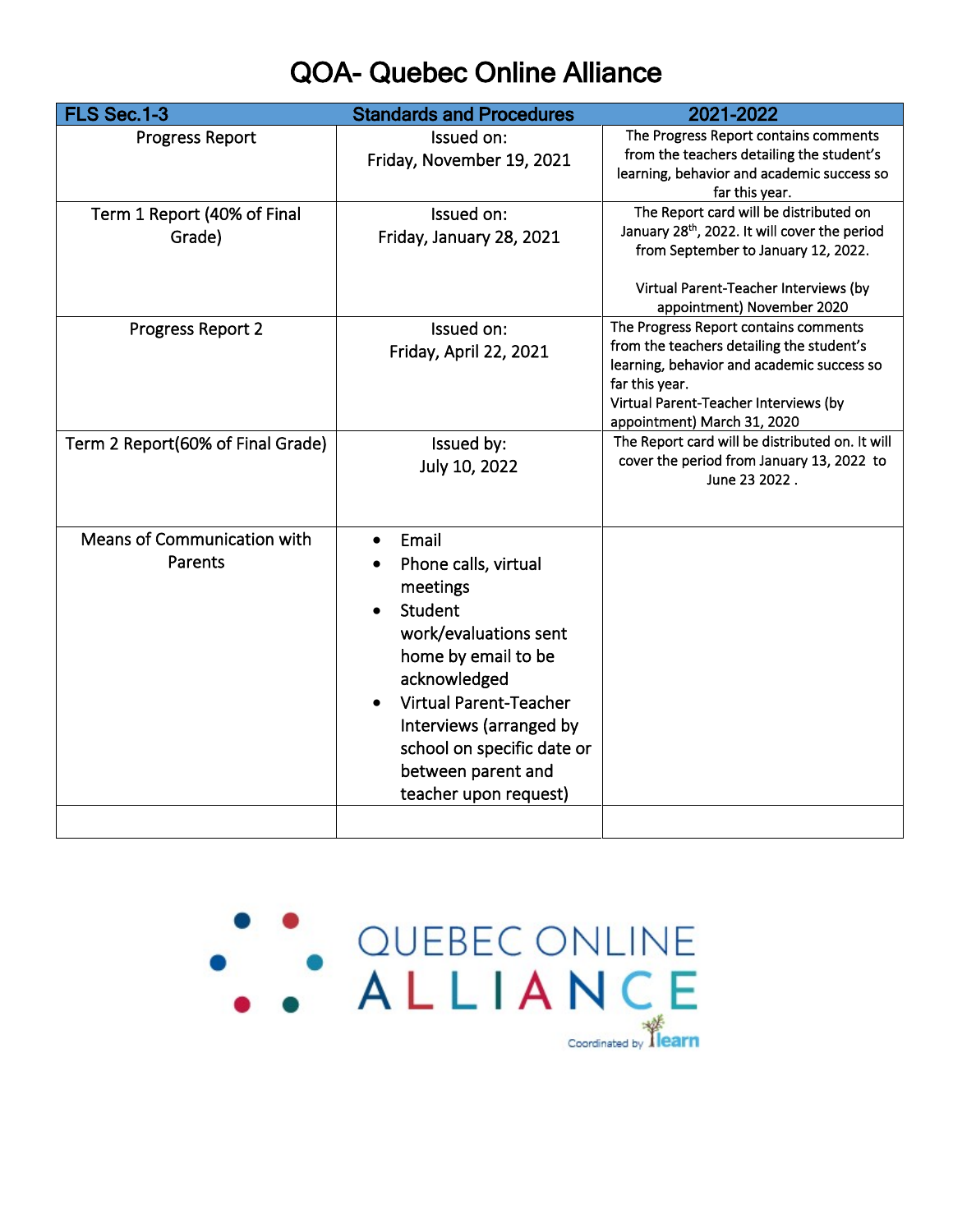# QOA- Quebec Online Alliance

| FLS Sec.1-3 | Standards and Procedures | 2021-2022 |
|---|---|---|
| Progress Report | Issued on: Friday, November 19, 2021 | The Progress Report contains comments from the teachers detailing the student's learning, behavior and academic success so far this year. |
| Term 1 Report (40% of Final Grade) | Issued on: Friday, January 28, 2021 | The Report card will be distributed on January 28th, 2022. It will cover the period from September to January 12, 2022.<br><br>Virtual Parent-Teacher Interviews (by appointment) November 2020 |
| Progress Report 2 | Issued on: Friday, April 22, 2021 | The Progress Report contains comments from the teachers detailing the student's learning, behavior and academic success so far this year.<br>Virtual Parent-Teacher Interviews (by appointment) March 31, 2020 |
| Term 2 Report(60% of Final Grade) | Issued by: July 10, 2022 | The Report card will be distributed on. It will cover the period from January 13, 2022 to June 23 2022 . |
| Means of Communication with Parents | • Email<br>• Phone calls, virtual meetings<br>• Student work/evaluations sent home by email to be acknowledged<br>• Virtual Parent-Teacher Interviews (arranged by school on specific date or between parent and teacher upon request) | |
| | | |

QUEBEC ONLINE ALLIANCE

Coordinated by learn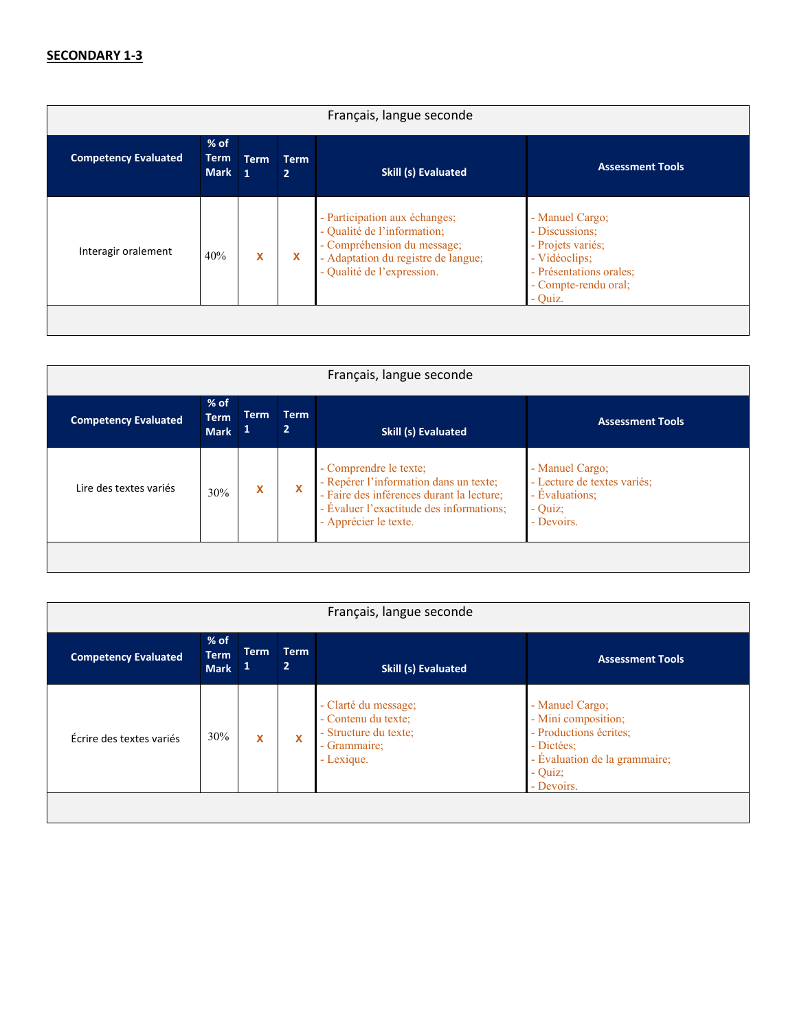**SECONDARY 1-3**

| Français, langue seconde | | | | | |
|---|---|---|---|---|---|
| **Competency Evaluated** | **% of Term Mark** | **Term 1** | **Term 2** | **Skill (s) Evaluated** | **Assessment Tools** |
| Interagir oralement | 40% | X | X | - Participation aux échanges;<br>- Qualité de l'information;<br>- Compréhension du message;<br>- Adaptation du registre de langue;<br>- Qualité de l'expression. | - Manuel Cargo;<br>- Discussions;<br>- Projets variés;<br>- Vidéoclips;<br>- Présentations orales;<br>- Compte-rendu oral;<br>- Quiz. |

| Français, langue seconde | | | | | |
|---|---|---|---|---|---|
| **Competency Evaluated** | **% of Term Mark** | **Term 1** | **Term 2** | **Skill (s) Evaluated** | **Assessment Tools** |
| Lire des textes variés | 30% | X | X | - Comprendre le texte;<br>- Repérer l'information dans un texte;<br>- Faire des inférences durant la lecture;<br>- Évaluer l'exactitude des informations;<br>- Apprécier le texte. | - Manuel Cargo;<br>- Lecture de textes variés;<br>- Évaluations;<br>- Quiz;<br>- Devoirs. |

| Français, langue seconde | | | | | |
|---|---|---|---|---|---|
| **Competency Evaluated** | **% of Term Mark** | **Term 1** | **Term 2** | **Skill (s) Evaluated** | **Assessment Tools** |
| Écrire des textes variés | 30% | X | X | - Clarté du message;<br>- Contenu du texte;<br>- Structure du texte;<br>- Grammaire;<br>- Lexique. | - Manuel Cargo;<br>- Mini composition;<br>- Productions écrites;<br>- Dictées;<br>- Évaluation de la grammaire;<br>- Quiz;<br>- Devoirs. |